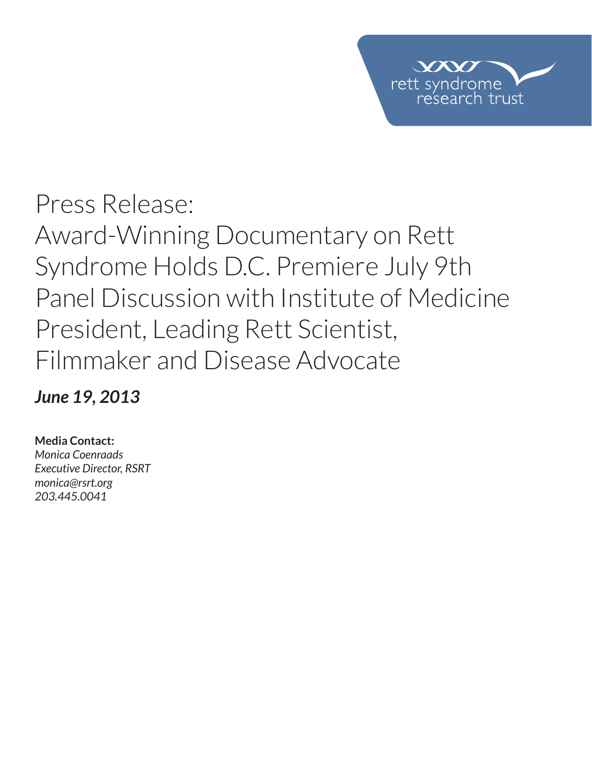rett syndrome research trust

# Press Release: Award-Winning Documentary on Rett Syndrome Holds D.C. Premiere July 9th Panel Discussion with Institute of Medicine President, Leading Rett Scientist, Filmmaker and Disease Advocate

***June 19, 2013***

**Media Contact:**
*Monica Coenraads*
*Executive Director, RSRT*
*monica@rsrt.org*
*203.445.0041*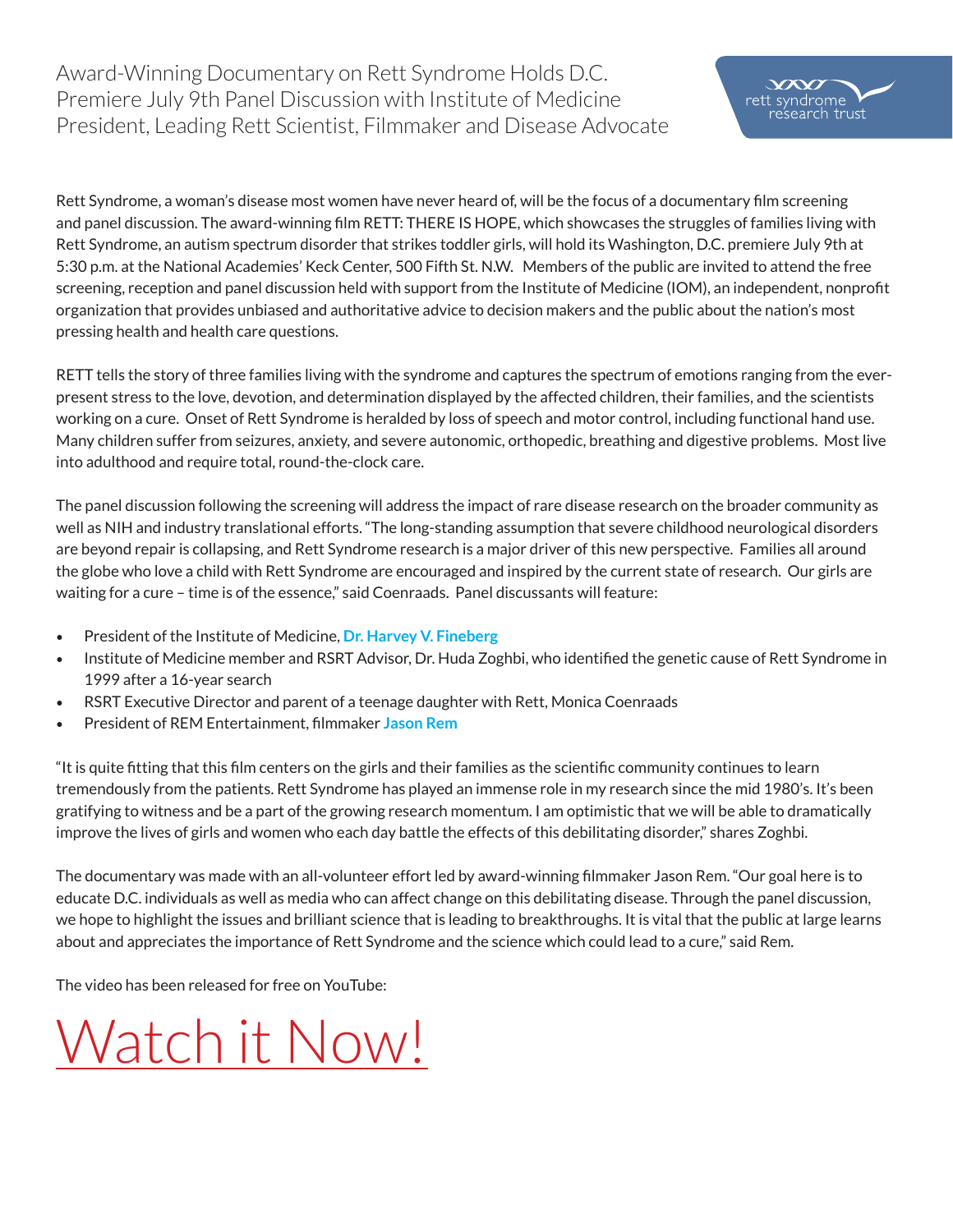# Award-Winning Documentary on Rett Syndrome Holds D.C. Premiere July 9th Panel Discussion with Institute of Medicine President, Leading Rett Scientist, Filmmaker and Disease Advocate

rett syndrome research trust

Rett Syndrome, a woman's disease most women have never heard of, will be the focus of a documentary film screening and panel discussion. The award-winning film RETT: THERE IS HOPE, which showcases the struggles of families living with Rett Syndrome, an autism spectrum disorder that strikes toddler girls, will hold its Washington, D.C. premiere July 9th at 5:30 p.m. at the National Academies' Keck Center, 500 Fifth St. N.W. Members of the public are invited to attend the free screening, reception and panel discussion held with support from the Institute of Medicine (IOM), an independent, nonprofit organization that provides unbiased and authoritative advice to decision makers and the public about the nation's most pressing health and health care questions.

RETT tells the story of three families living with the syndrome and captures the spectrum of emotions ranging from the ever-present stress to the love, devotion, and determination displayed by the affected children, their families, and the scientists working on a cure. Onset of Rett Syndrome is heralded by loss of speech and motor control, including functional hand use. Many children suffer from seizures, anxiety, and severe autonomic, orthopedic, breathing and digestive problems. Most live into adulthood and require total, round-the-clock care.

The panel discussion following the screening will address the impact of rare disease research on the broader community as well as NIH and industry translational efforts. "The long-standing assumption that severe childhood neurological disorders are beyond repair is collapsing, and Rett Syndrome research is a major driver of this new perspective. Families all around the globe who love a child with Rett Syndrome are encouraged and inspired by the current state of research. Our girls are waiting for a cure – time is of the essence," said Coenraads. Panel discussants will feature:

- President of the Institute of Medicine, **Dr. Harvey V. Fineberg**
- Institute of Medicine member and RSRT Advisor, Dr. Huda Zoghbi, who identified the genetic cause of Rett Syndrome in 1999 after a 16-year search
- RSRT Executive Director and parent of a teenage daughter with Rett, Monica Coenraads
- President of REM Entertainment, filmmaker **Jason Rem**

"It is quite fitting that this film centers on the girls and their families as the scientific community continues to learn tremendously from the patients. Rett Syndrome has played an immense role in my research since the mid 1980's. It's been gratifying to witness and be a part of the growing research momentum. I am optimistic that we will be able to dramatically improve the lives of girls and women who each day battle the effects of this debilitating disorder," shares Zoghbi.

The documentary was made with an all-volunteer effort led by award-winning filmmaker Jason Rem. "Our goal here is to educate D.C. individuals as well as media who can affect change on this debilitating disease. Through the panel discussion, we hope to highlight the issues and brilliant science that is leading to breakthroughs. It is vital that the public at large learns about and appreciates the importance of Rett Syndrome and the science which could lead to a cure," said Rem.

The video has been released for free on YouTube:

# Watch it Now!